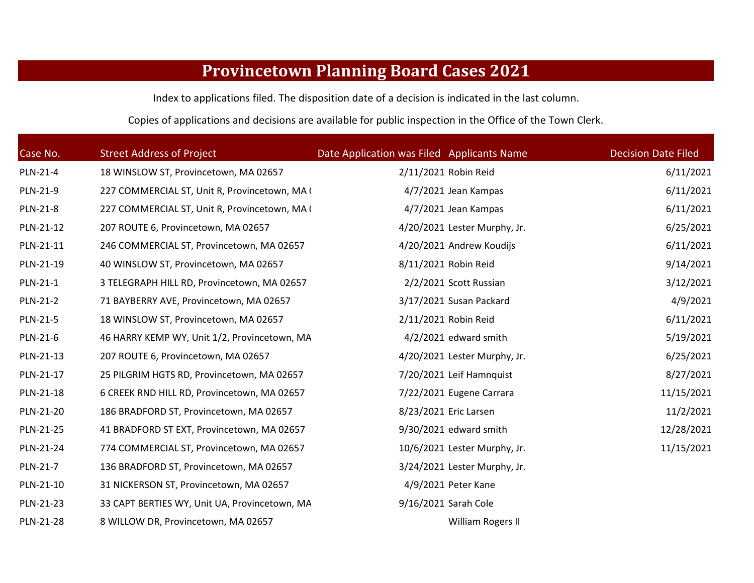# Provincetown Planning Board Cases 2021

Index to applications filed. The disposition date of a decision is indicated in the last column.

Copies of applications and decisions are available for public inspection in the Office of the Town Clerk.

| Case No. | Street Address of Project | Date Application was Filed | Applicants Name | Decision Date Filed |
|---|---|---|---|---|
| PLN-21-4 | 18 WINSLOW ST, Provincetown, MA 02657 | 2/11/2021 | Robin Reid | 6/11/2021 |
| PLN-21-9 | 227 COMMERCIAL ST, Unit R, Provincetown, MA ( | 4/7/2021 | Jean Kampas | 6/11/2021 |
| PLN-21-8 | 227 COMMERCIAL ST, Unit R, Provincetown, MA ( | 4/7/2021 | Jean Kampas | 6/11/2021 |
| PLN-21-12 | 207 ROUTE 6, Provincetown, MA 02657 | 4/20/2021 | Lester Murphy, Jr. | 6/25/2021 |
| PLN-21-11 | 246 COMMERCIAL ST, Provincetown, MA 02657 | 4/20/2021 | Andrew Koudijs | 6/11/2021 |
| PLN-21-19 | 40 WINSLOW ST, Provincetown, MA 02657 | 8/11/2021 | Robin Reid | 9/14/2021 |
| PLN-21-1 | 3 TELEGRAPH HILL RD, Provincetown, MA 02657 | 2/2/2021 | Scott Russian | 3/12/2021 |
| PLN-21-2 | 71 BAYBERRY AVE, Provincetown, MA 02657 | 3/17/2021 | Susan Packard | 4/9/2021 |
| PLN-21-5 | 18 WINSLOW ST, Provincetown, MA 02657 | 2/11/2021 | Robin Reid | 6/11/2021 |
| PLN-21-6 | 46 HARRY KEMP WY, Unit 1/2, Provincetown, MA | 4/2/2021 | edward smith | 5/19/2021 |
| PLN-21-13 | 207 ROUTE 6, Provincetown, MA 02657 | 4/20/2021 | Lester Murphy, Jr. | 6/25/2021 |
| PLN-21-17 | 25 PILGRIM HGTS RD, Provincetown, MA 02657 | 7/20/2021 | Leif Hamnquist | 8/27/2021 |
| PLN-21-18 | 6 CREEK RND HILL RD, Provincetown, MA 02657 | 7/22/2021 | Eugene Carrara | 11/15/2021 |
| PLN-21-20 | 186 BRADFORD ST, Provincetown, MA 02657 | 8/23/2021 | Eric Larsen | 11/2/2021 |
| PLN-21-25 | 41 BRADFORD ST EXT, Provincetown, MA 02657 | 9/30/2021 | edward smith | 12/28/2021 |
| PLN-21-24 | 774 COMMERCIAL ST, Provincetown, MA 02657 | 10/6/2021 | Lester Murphy, Jr. | 11/15/2021 |
| PLN-21-7 | 136 BRADFORD ST, Provincetown, MA 02657 | 3/24/2021 | Lester Murphy, Jr. | |
| PLN-21-10 | 31 NICKERSON ST, Provincetown, MA 02657 | 4/9/2021 | Peter Kane | |
| PLN-21-23 | 33 CAPT BERTIES WY, Unit UA, Provincetown, MA | 9/16/2021 | Sarah Cole | |
| PLN-21-28 | 8 WILLOW DR, Provincetown, MA 02657 | | William Rogers II | |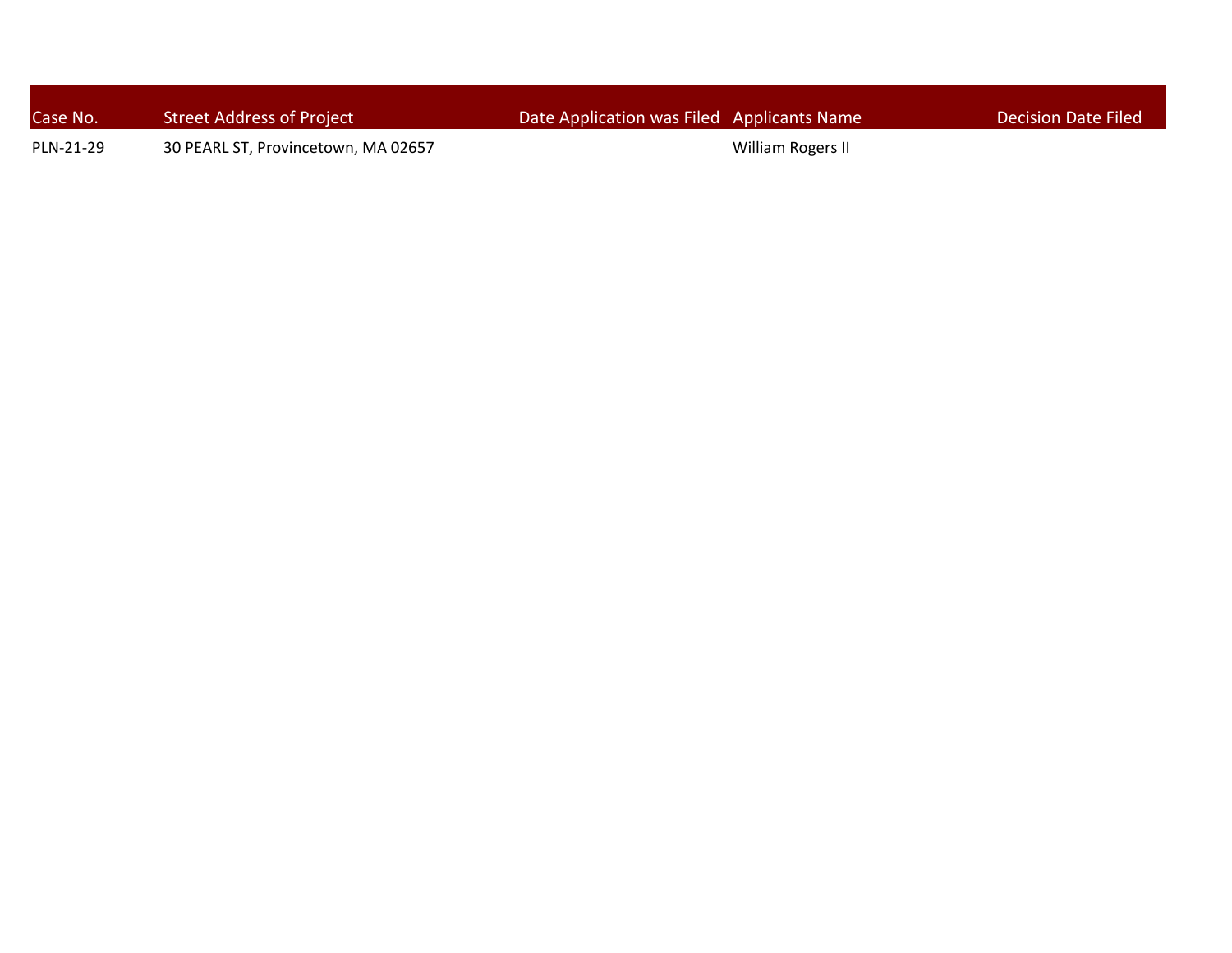| Case No. | Street Address of Project | Date Application was Filed | Applicants Name | Decision Date Filed |
| --- | --- | --- | --- | --- |
| PLN-21-29 | 30 PEARL ST, Provincetown, MA 02657 | | William Rogers II | |